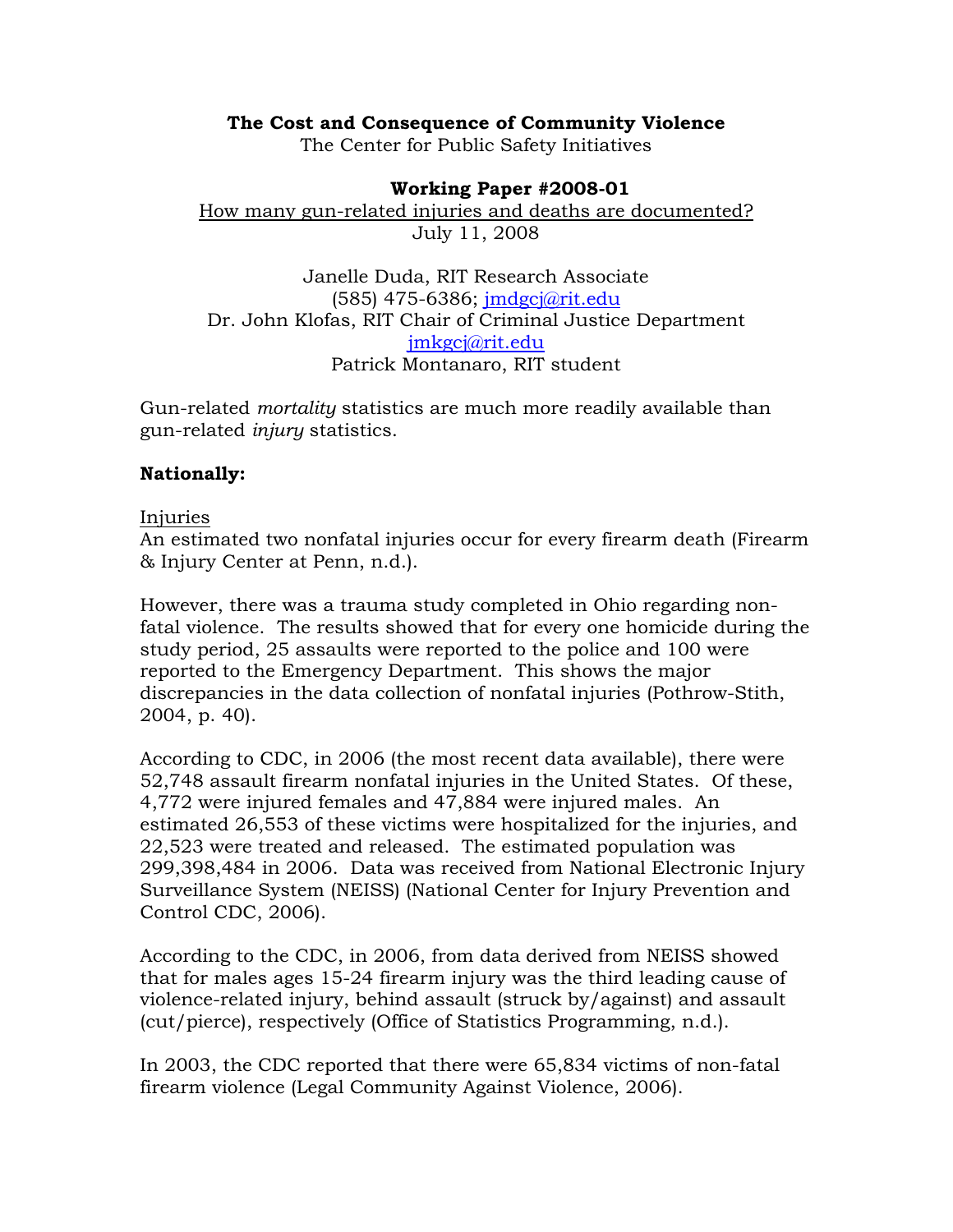**The Cost and Consequence of Community Violence**

The Center for Public Safety Initiatives

**Working Paper #2008-01**

How many gun-related injuries and deaths are documented?

July 11, 2008

Janelle Duda, RIT Research Associate
(585) 475-6386; jmdgcj@rit.edu
Dr. John Klofas, RIT Chair of Criminal Justice Department
jmkgcj@rit.edu
Patrick Montanaro, RIT student

Gun-related *mortality* statistics are much more readily available than gun-related *injury* statistics.

**Nationally:**

Injuries

An estimated two nonfatal injuries occur for every firearm death (Firearm & Injury Center at Penn, n.d.).

However, there was a trauma study completed in Ohio regarding non-fatal violence. The results showed that for every one homicide during the study period, 25 assaults were reported to the police and 100 were reported to the Emergency Department. This shows the major discrepancies in the data collection of nonfatal injuries (Pothrow-Stith, 2004, p. 40).

According to CDC, in 2006 (the most recent data available), there were 52,748 assault firearm nonfatal injuries in the United States. Of these, 4,772 were injured females and 47,884 were injured males. An estimated 26,553 of these victims were hospitalized for the injuries, and 22,523 were treated and released. The estimated population was 299,398,484 in 2006. Data was received from National Electronic Injury Surveillance System (NEISS) (National Center for Injury Prevention and Control CDC, 2006).

According to the CDC, in 2006, from data derived from NEISS showed that for males ages 15-24 firearm injury was the third leading cause of violence-related injury, behind assault (struck by/against) and assault (cut/pierce), respectively (Office of Statistics Programming, n.d.).

In 2003, the CDC reported that there were 65,834 victims of non-fatal firearm violence (Legal Community Against Violence, 2006).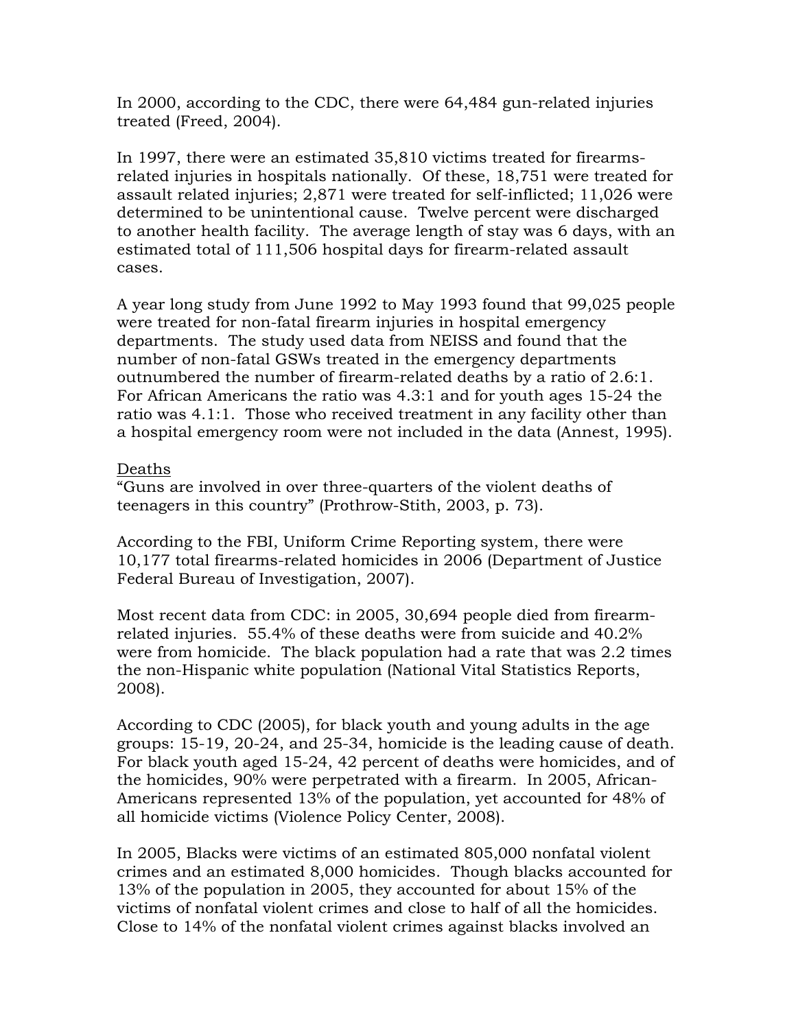In 2000, according to the CDC, there were 64,484 gun-related injuries treated (Freed, 2004).

In 1997, there were an estimated 35,810 victims treated for firearms-related injuries in hospitals nationally. Of these, 18,751 were treated for assault related injuries; 2,871 were treated for self-inflicted; 11,026 were determined to be unintentional cause. Twelve percent were discharged to another health facility. The average length of stay was 6 days, with an estimated total of 111,506 hospital days for firearm-related assault cases.

A year long study from June 1992 to May 1993 found that 99,025 people were treated for non-fatal firearm injuries in hospital emergency departments. The study used data from NEISS and found that the number of non-fatal GSWs treated in the emergency departments outnumbered the number of firearm-related deaths by a ratio of 2.6:1. For African Americans the ratio was 4.3:1 and for youth ages 15-24 the ratio was 4.1:1. Those who received treatment in any facility other than a hospital emergency room were not included in the data (Annest, 1995).

<u>Deaths</u>

"Guns are involved in over three-quarters of the violent deaths of teenagers in this country" (Prothrow-Stith, 2003, p. 73).

According to the FBI, Uniform Crime Reporting system, there were 10,177 total firearms-related homicides in 2006 (Department of Justice Federal Bureau of Investigation, 2007).

Most recent data from CDC: in 2005, 30,694 people died from firearm-related injuries. 55.4% of these deaths were from suicide and 40.2% were from homicide. The black population had a rate that was 2.2 times the non-Hispanic white population (National Vital Statistics Reports, 2008).

According to CDC (2005), for black youth and young adults in the age groups: 15-19, 20-24, and 25-34, homicide is the leading cause of death. For black youth aged 15-24, 42 percent of deaths were homicides, and of the homicides, 90% were perpetrated with a firearm. In 2005, African-Americans represented 13% of the population, yet accounted for 48% of all homicide victims (Violence Policy Center, 2008).

In 2005, Blacks were victims of an estimated 805,000 nonfatal violent crimes and an estimated 8,000 homicides. Though blacks accounted for 13% of the population in 2005, they accounted for about 15% of the victims of nonfatal violent crimes and close to half of all the homicides. Close to 14% of the nonfatal violent crimes against blacks involved an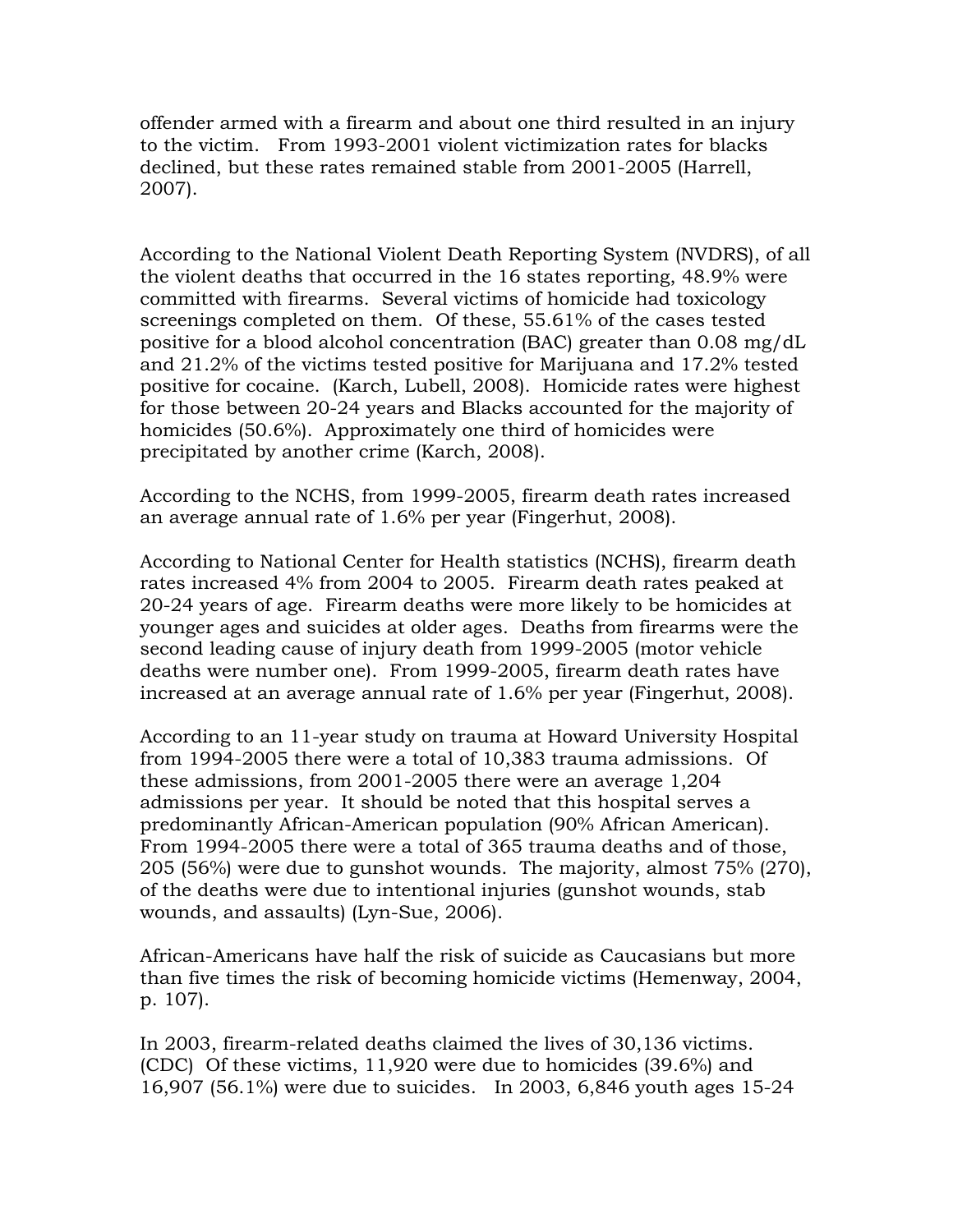offender armed with a firearm and about one third resulted in an injury to the victim. From 1993-2001 violent victimization rates for blacks declined, but these rates remained stable from 2001-2005 (Harrell, 2007).

According to the National Violent Death Reporting System (NVDRS), of all the violent deaths that occurred in the 16 states reporting, 48.9% were committed with firearms. Several victims of homicide had toxicology screenings completed on them. Of these, 55.61% of the cases tested positive for a blood alcohol concentration (BAC) greater than 0.08 mg/dL and 21.2% of the victims tested positive for Marijuana and 17.2% tested positive for cocaine. (Karch, Lubell, 2008). Homicide rates were highest for those between 20-24 years and Blacks accounted for the majority of homicides (50.6%). Approximately one third of homicides were precipitated by another crime (Karch, 2008).

According to the NCHS, from 1999-2005, firearm death rates increased an average annual rate of 1.6% per year (Fingerhut, 2008).

According to National Center for Health statistics (NCHS), firearm death rates increased 4% from 2004 to 2005. Firearm death rates peaked at 20-24 years of age. Firearm deaths were more likely to be homicides at younger ages and suicides at older ages. Deaths from firearms were the second leading cause of injury death from 1999-2005 (motor vehicle deaths were number one). From 1999-2005, firearm death rates have increased at an average annual rate of 1.6% per year (Fingerhut, 2008).

According to an 11-year study on trauma at Howard University Hospital from 1994-2005 there were a total of 10,383 trauma admissions. Of these admissions, from 2001-2005 there were an average 1,204 admissions per year. It should be noted that this hospital serves a predominantly African-American population (90% African American). From 1994-2005 there were a total of 365 trauma deaths and of those, 205 (56%) were due to gunshot wounds. The majority, almost 75% (270), of the deaths were due to intentional injuries (gunshot wounds, stab wounds, and assaults) (Lyn-Sue, 2006).

African-Americans have half the risk of suicide as Caucasians but more than five times the risk of becoming homicide victims (Hemenway, 2004, p. 107).

In 2003, firearm-related deaths claimed the lives of 30,136 victims. (CDC) Of these victims, 11,920 were due to homicides (39.6%) and 16,907 (56.1%) were due to suicides. In 2003, 6,846 youth ages 15-24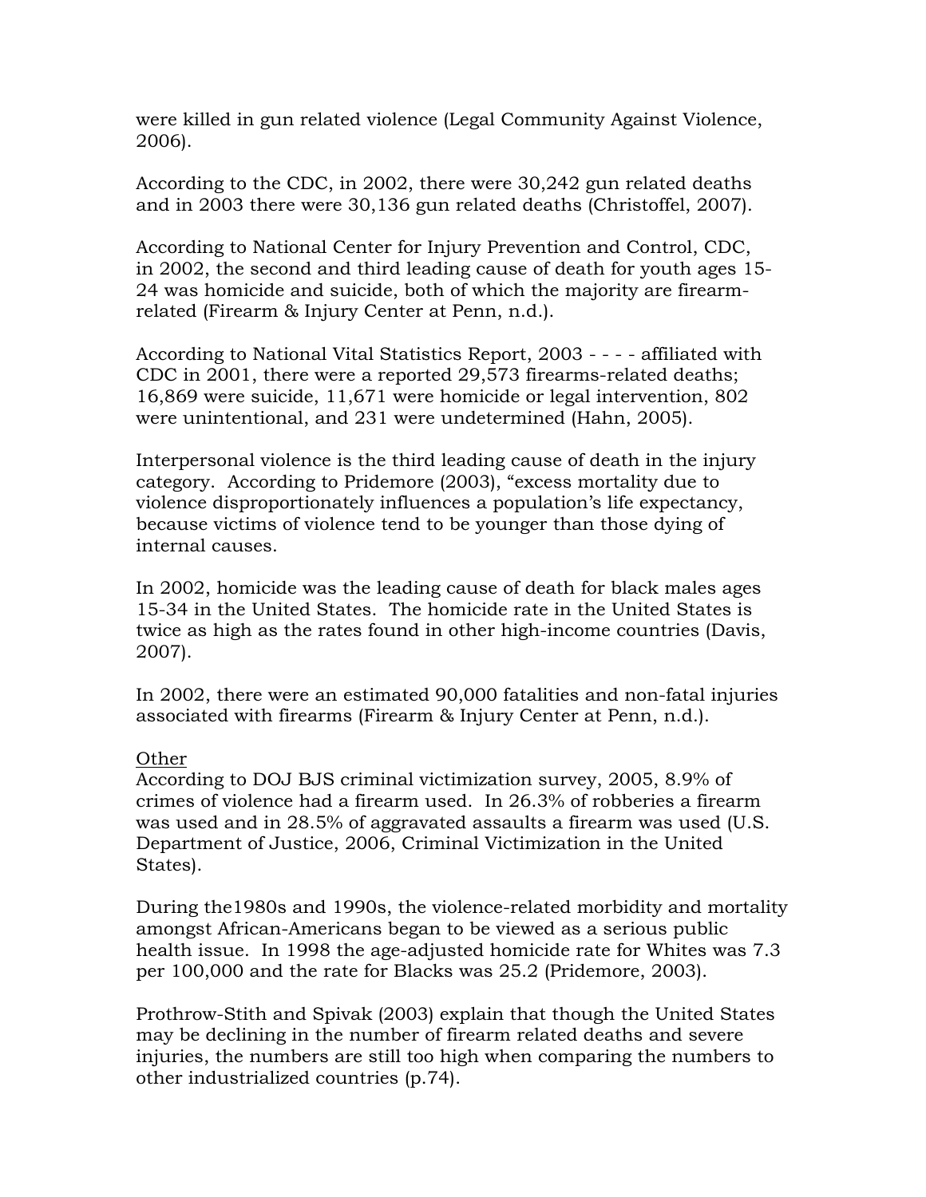were killed in gun related violence (Legal Community Against Violence, 2006).

According to the CDC, in 2002, there were 30,242 gun related deaths and in 2003 there were 30,136 gun related deaths (Christoffel, 2007).

According to National Center for Injury Prevention and Control, CDC, in 2002, the second and third leading cause of death for youth ages 15-24 was homicide and suicide, both of which the majority are firearm-related (Firearm & Injury Center at Penn, n.d.).

According to National Vital Statistics Report, 2003 - - - - affiliated with CDC in 2001, there were a reported 29,573 firearms-related deaths; 16,869 were suicide, 11,671 were homicide or legal intervention, 802 were unintentional, and 231 were undetermined (Hahn, 2005).

Interpersonal violence is the third leading cause of death in the injury category. According to Pridemore (2003), "excess mortality due to violence disproportionately influences a population's life expectancy, because victims of violence tend to be younger than those dying of internal causes.

In 2002, homicide was the leading cause of death for black males ages 15-34 in the United States. The homicide rate in the United States is twice as high as the rates found in other high-income countries (Davis, 2007).

In 2002, there were an estimated 90,000 fatalities and non-fatal injuries associated with firearms (Firearm & Injury Center at Penn, n.d.).

<u>Other</u>

According to DOJ BJS criminal victimization survey, 2005, 8.9% of crimes of violence had a firearm used. In 26.3% of robberies a firearm was used and in 28.5% of aggravated assaults a firearm was used (U.S. Department of Justice, 2006, Criminal Victimization in the United States).

During the1980s and 1990s, the violence-related morbidity and mortality amongst African-Americans began to be viewed as a serious public health issue. In 1998 the age-adjusted homicide rate for Whites was 7.3 per 100,000 and the rate for Blacks was 25.2 (Pridemore, 2003).

Prothrow-Stith and Spivak (2003) explain that though the United States may be declining in the number of firearm related deaths and severe injuries, the numbers are still too high when comparing the numbers to other industrialized countries (p.74).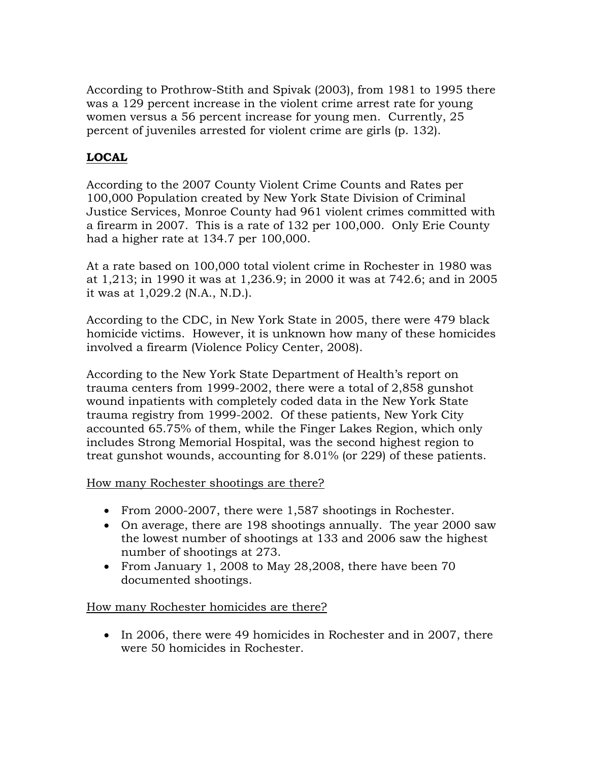According to Prothrow-Stith and Spivak (2003), from 1981 to 1995 there was a 129 percent increase in the violent crime arrest rate for young women versus a 56 percent increase for young men. Currently, 25 percent of juveniles arrested for violent crime are girls (p. 132).

## **LOCAL**

According to the 2007 County Violent Crime Counts and Rates per 100,000 Population created by New York State Division of Criminal Justice Services, Monroe County had 961 violent crimes committed with a firearm in 2007. This is a rate of 132 per 100,000. Only Erie County had a higher rate at 134.7 per 100,000.

At a rate based on 100,000 total violent crime in Rochester in 1980 was at 1,213; in 1990 it was at 1,236.9; in 2000 it was at 742.6; and in 2005 it was at 1,029.2 (N.A., N.D.).

According to the CDC, in New York State in 2005, there were 479 black homicide victims. However, it is unknown how many of these homicides involved a firearm (Violence Policy Center, 2008).

According to the New York State Department of Health's report on trauma centers from 1999-2002, there were a total of 2,858 gunshot wound inpatients with completely coded data in the New York State trauma registry from 1999-2002. Of these patients, New York City accounted 65.75% of them, while the Finger Lakes Region, which only includes Strong Memorial Hospital, was the second highest region to treat gunshot wounds, accounting for 8.01% (or 229) of these patients.

<u>How many Rochester shootings are there?</u>

- From 2000-2007, there were 1,587 shootings in Rochester.
- On average, there are 198 shootings annually. The year 2000 saw the lowest number of shootings at 133 and 2006 saw the highest number of shootings at 273.
- From January 1, 2008 to May 28,2008, there have been 70 documented shootings.

<u>How many Rochester homicides are there?</u>

- In 2006, there were 49 homicides in Rochester and in 2007, there were 50 homicides in Rochester.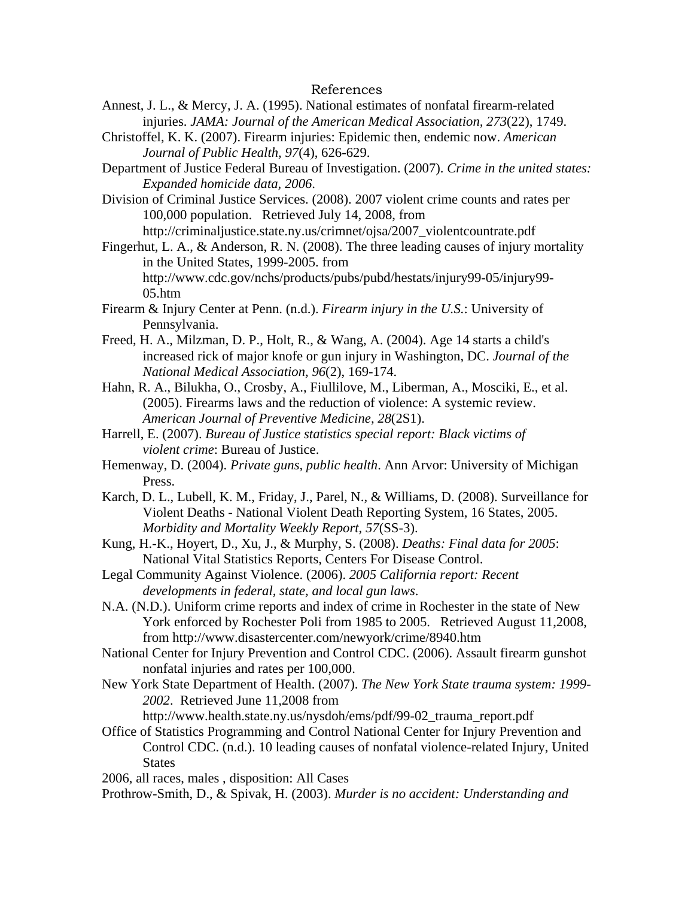# References

Annest, J. L., & Mercy, J. A. (1995). National estimates of nonfatal firearm-related injuries. *JAMA: Journal of the American Medical Association, 273*(22), 1749.

Christoffel, K. K. (2007). Firearm injuries: Epidemic then, endemic now. *American Journal of Public Health, 97*(4), 626-629.

Department of Justice Federal Bureau of Investigation. (2007). *Crime in the united states: Expanded homicide data, 2006*.

Division of Criminal Justice Services. (2008). 2007 violent crime counts and rates per 100,000 population. Retrieved July 14, 2008, from http://criminaljustice.state.ny.us/crimnet/ojsa/2007_violentcountrate.pdf

Fingerhut, L. A., & Anderson, R. N. (2008). The three leading causes of injury mortality in the United States, 1999-2005. from http://www.cdc.gov/nchs/products/pubs/pubd/hestats/injury99-05/injury99-05.htm

Firearm & Injury Center at Penn. (n.d.). *Firearm injury in the U.S.*: University of Pennsylvania.

Freed, H. A., Milzman, D. P., Holt, R., & Wang, A. (2004). Age 14 starts a child's increased rick of major knofe or gun injury in Washington, DC. *Journal of the National Medical Association, 96*(2), 169-174.

Hahn, R. A., Bilukha, O., Crosby, A., Fiullilove, M., Liberman, A., Mosciki, E., et al. (2005). Firearms laws and the reduction of violence: A systemic review. *American Journal of Preventive Medicine, 28*(2S1).

Harrell, E. (2007). *Bureau of Justice statistics special report: Black victims of violent crime*: Bureau of Justice.

Hemenway, D. (2004). *Private guns, public health*. Ann Arvor: University of Michigan Press.

Karch, D. L., Lubell, K. M., Friday, J., Parel, N., & Williams, D. (2008). Surveillance for Violent Deaths - National Violent Death Reporting System, 16 States, 2005. *Morbidity and Mortality Weekly Report, 57*(SS-3).

Kung, H.-K., Hoyert, D., Xu, J., & Murphy, S. (2008). *Deaths: Final data for 2005*: National Vital Statistics Reports, Centers For Disease Control.

Legal Community Against Violence. (2006). *2005 California report: Recent developments in federal, state, and local gun laws*.

N.A. (N.D.). Uniform crime reports and index of crime in Rochester in the state of New York enforced by Rochester Poli from 1985 to 2005. Retrieved August 11,2008, from http://www.disastercenter.com/newyork/crime/8940.htm

National Center for Injury Prevention and Control CDC. (2006). Assault firearm gunshot nonfatal injuries and rates per 100,000.

New York State Department of Health. (2007). *The New York State trauma system: 1999-2002*. Retrieved June 11,2008 from http://www.health.state.ny.us/nysdoh/ems/pdf/99-02_trauma_report.pdf

Office of Statistics Programming and Control National Center for Injury Prevention and Control CDC. (n.d.). 10 leading causes of nonfatal violence-related Injury, United States

2006, all races, males , disposition: All Cases

Prothrow-Smith, D., & Spivak, H. (2003). *Murder is no accident: Understanding and*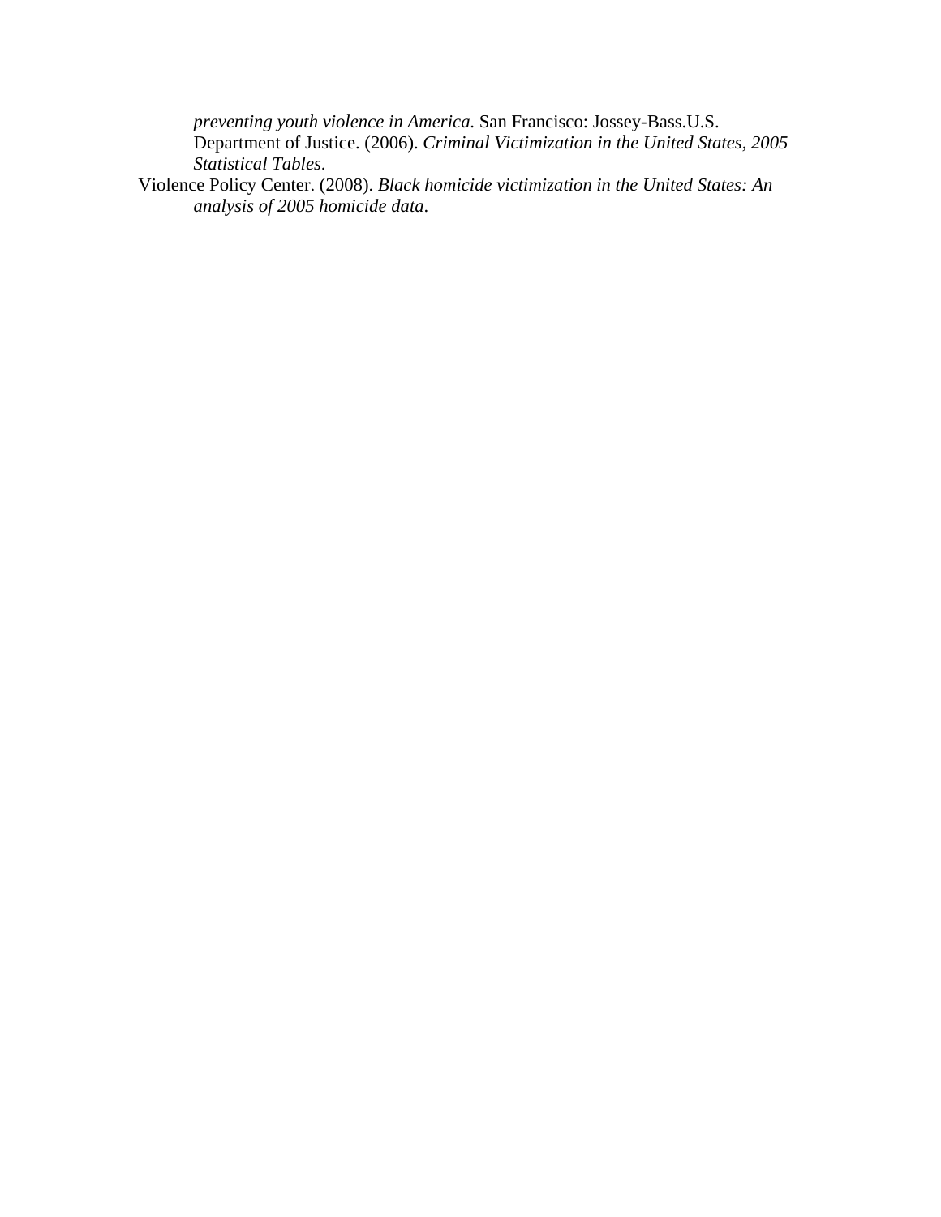*preventing youth violence in America.* San Francisco: Jossey-Bass.U.S. Department of Justice. (2006). *Criminal Victimization in the United States, 2005 Statistical Tables*.

Violence Policy Center. (2008). *Black homicide victimization in the United States: An analysis of 2005 homicide data*.